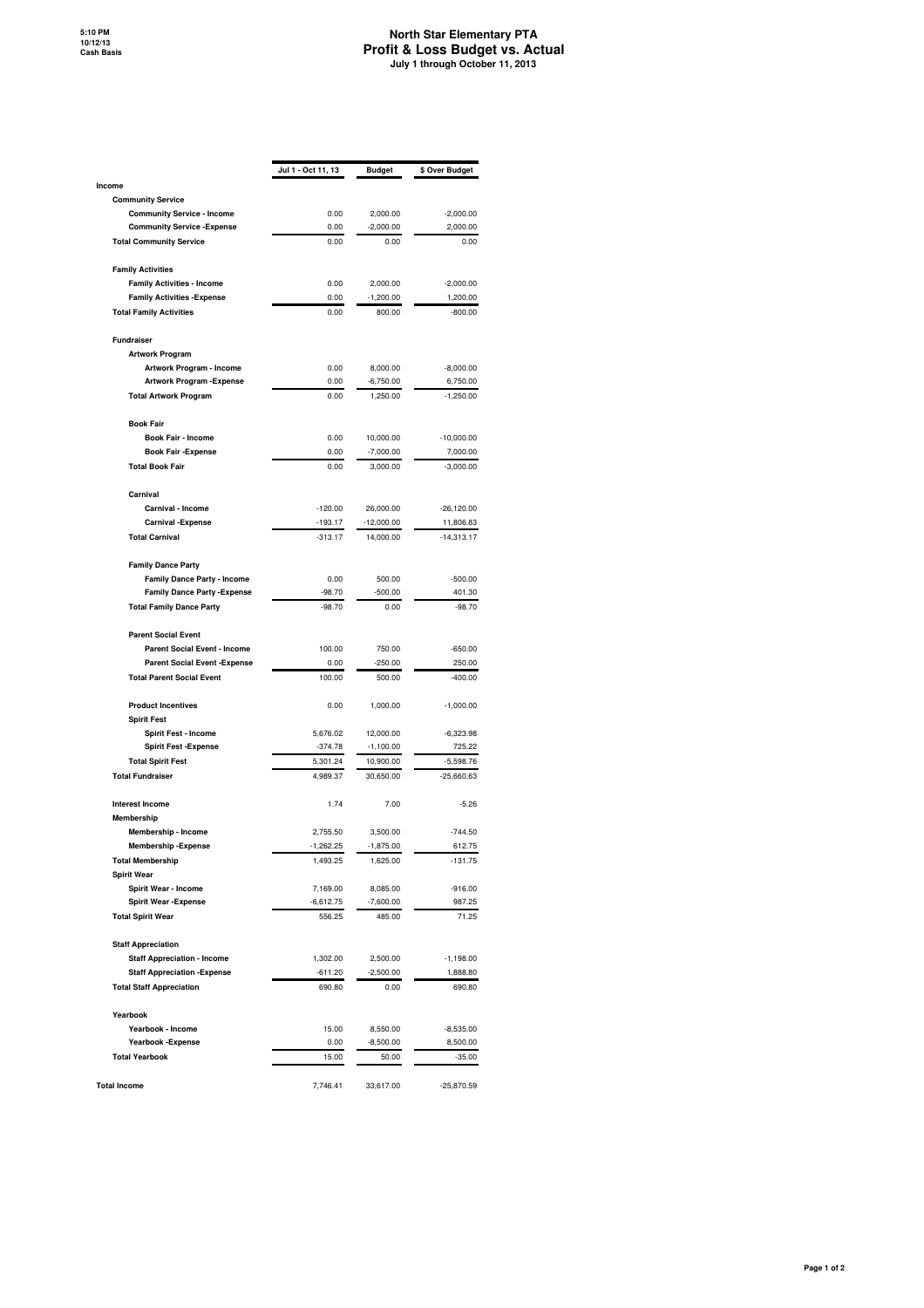5:10 PM
10/12/13
Cash Basis

# North Star Elementary PTA
## Profit & Loss Budget vs. Actual
### July 1 through October 11, 2013

| | Jul 1 - Oct 11, 13 | Budget | $ Over Budget |
|---|---|---|---|
| **Income** | | | |
| **Community Service** | | | |
| **Community Service - Income** | 0.00 | 2,000.00 | -2,000.00 |
| **Community Service -Expense** | 0.00 | -2,000.00 | 2,000.00 |
| **Total Community Service** | 0.00 | 0.00 | 0.00 |
| **Family Activities** | | | |
| **Family Activities - Income** | 0.00 | 2,000.00 | -2,000.00 |
| **Family Activities -Expense** | 0.00 | -1,200.00 | 1,200.00 |
| **Total Family Activities** | 0.00 | 800.00 | -800.00 |
| **Fundraiser** | | | |
| **Artwork Program** | | | |
| **Artwork Program - Income** | 0.00 | 8,000.00 | -8,000.00 |
| **Artwork Program -Expense** | 0.00 | -6,750.00 | 6,750.00 |
| **Total Artwork Program** | 0.00 | 1,250.00 | -1,250.00 |
| **Book Fair** | | | |
| **Book Fair - Income** | 0.00 | 10,000.00 | -10,000.00 |
| **Book Fair -Expense** | 0.00 | -7,000.00 | 7,000.00 |
| **Total Book Fair** | 0.00 | 3,000.00 | -3,000.00 |
| **Carnival** | | | |
| **Carnival - Income** | -120.00 | 26,000.00 | -26,120.00 |
| **Carnival -Expense** | -193.17 | -12,000.00 | 11,806.83 |
| **Total Carnival** | -313.17 | 14,000.00 | -14,313.17 |
| **Family Dance Party** | | | |
| **Family Dance Party - Income** | 0.00 | 500.00 | -500.00 |
| **Family Dance Party -Expense** | -98.70 | -500.00 | 401.30 |
| **Total Family Dance Party** | -98.70 | 0.00 | -98.70 |
| **Parent Social Event** | | | |
| **Parent Social Event - Income** | 100.00 | 750.00 | -650.00 |
| **Parent Social Event -Expense** | 0.00 | -250.00 | 250.00 |
| **Total Parent Social Event** | 100.00 | 500.00 | -400.00 |
| **Product Incentives** | 0.00 | 1,000.00 | -1,000.00 |
| **Spirit Fest** | | | |
| **Spirit Fest - Income** | 5,676.02 | 12,000.00 | -6,323.98 |
| **Spirit Fest -Expense** | -374.78 | -1,100.00 | 725.22 |
| **Total Spirit Fest** | 5,301.24 | 10,900.00 | -5,598.76 |
| **Total Fundraiser** | 4,989.37 | 30,650.00 | -25,660.63 |
| **Interest Income** | 1.74 | 7.00 | -5.26 |
| **Membership** | | | |
| **Membership - Income** | 2,755.50 | 3,500.00 | -744.50 |
| **Membership -Expense** | -1,262.25 | -1,875.00 | 612.75 |
| **Total Membership** | 1,493.25 | 1,625.00 | -131.75 |
| **Spirit Wear** | | | |
| **Spirit Wear - Income** | 7,169.00 | 8,085.00 | -916.00 |
| **Spirit Wear -Expense** | -6,612.75 | -7,600.00 | 987.25 |
| **Total Spirit Wear** | 556.25 | 485.00 | 71.25 |
| **Staff Appreciation** | | | |
| **Staff Appreciation - Income** | 1,302.00 | 2,500.00 | -1,198.00 |
| **Staff Appreciation -Expense** | -611.20 | -2,500.00 | 1,888.80 |
| **Total Staff Appreciation** | 690.80 | 0.00 | 690.80 |
| **Yearbook** | | | |
| **Yearbook - Income** | 15.00 | 8,550.00 | -8,535.00 |
| **Yearbook -Expense** | 0.00 | -8,500.00 | 8,500.00 |
| **Total Yearbook** | 15.00 | 50.00 | -35.00 |
| **Total Income** | 7,746.41 | 33,617.00 | -25,870.59 |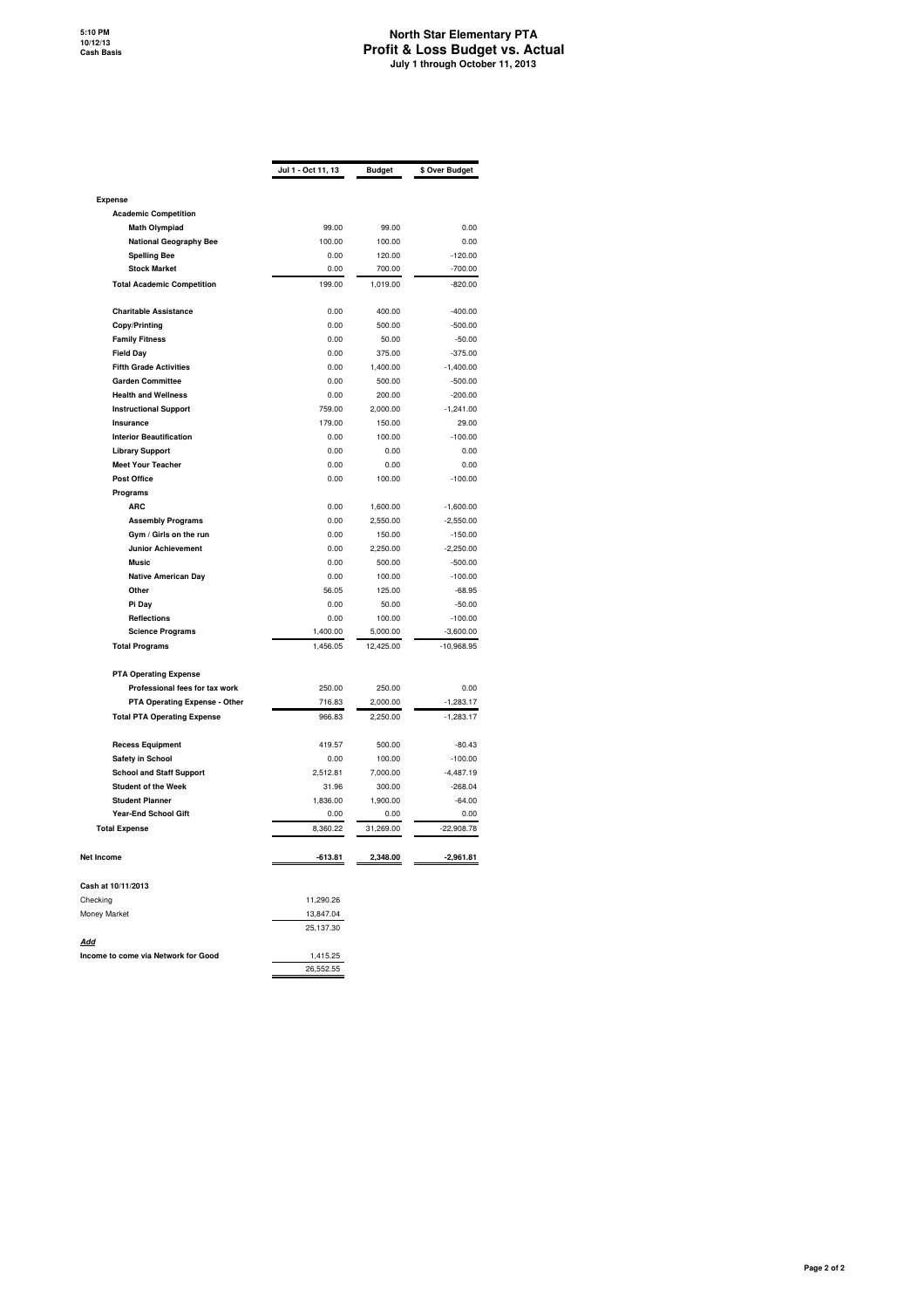# North Star Elementary PTA
## Profit & Loss Budget vs. Actual
**July 1 through October 11, 2013**

5:10 PM
10/12/13
Cash Basis

| | Jul 1 - Oct 11, 13 | Budget | $ Over Budget |
|---|---|---|---|
| **Expense** | | | |
| **Academic Competition** | | | |
| **Math Olympiad** | 99.00 | 99.00 | 0.00 |
| **National Geography Bee** | 100.00 | 100.00 | 0.00 |
| **Spelling Bee** | 0.00 | 120.00 | -120.00 |
| **Stock Market** | 0.00 | 700.00 | -700.00 |
| **Total Academic Competition** | 199.00 | 1,019.00 | -820.00 |
| **Charitable Assistance** | 0.00 | 400.00 | -400.00 |
| **Copy/Printing** | 0.00 | 500.00 | -500.00 |
| **Family Fitness** | 0.00 | 50.00 | -50.00 |
| **Field Day** | 0.00 | 375.00 | -375.00 |
| **Fifth Grade Activities** | 0.00 | 1,400.00 | -1,400.00 |
| **Garden Committee** | 0.00 | 500.00 | -500.00 |
| **Health and Wellness** | 0.00 | 200.00 | -200.00 |
| **Instructional Support** | 759.00 | 2,000.00 | -1,241.00 |
| **Insurance** | 179.00 | 150.00 | 29.00 |
| **Interior Beautification** | 0.00 | 100.00 | -100.00 |
| **Library Support** | 0.00 | 0.00 | 0.00 |
| **Meet Your Teacher** | 0.00 | 0.00 | 0.00 |
| **Post Office** | 0.00 | 100.00 | -100.00 |
| **Programs** | | | |
| **ARC** | 0.00 | 1,600.00 | -1,600.00 |
| **Assembly Programs** | 0.00 | 2,550.00 | -2,550.00 |
| **Gym / Girls on the run** | 0.00 | 150.00 | -150.00 |
| **Junior Achievement** | 0.00 | 2,250.00 | -2,250.00 |
| **Music** | 0.00 | 500.00 | -500.00 |
| **Native American Day** | 0.00 | 100.00 | -100.00 |
| **Other** | 56.05 | 125.00 | -68.95 |
| **Pi Day** | 0.00 | 50.00 | -50.00 |
| **Reflections** | 0.00 | 100.00 | -100.00 |
| **Science Programs** | 1,400.00 | 5,000.00 | -3,600.00 |
| **Total Programs** | 1,456.05 | 12,425.00 | -10,968.95 |
| **PTA Operating Expense** | | | |
| **Professional fees for tax work** | 250.00 | 250.00 | 0.00 |
| **PTA Operating Expense - Other** | 716.83 | 2,000.00 | -1,283.17 |
| **Total PTA Operating Expense** | 966.83 | 2,250.00 | -1,283.17 |
| **Recess Equipment** | 419.57 | 500.00 | -80.43 |
| **Safety in School** | 0.00 | 100.00 | -100.00 |
| **School and Staff Support** | 2,512.81 | 7,000.00 | -4,487.19 |
| **Student of the Week** | 31.96 | 300.00 | -268.04 |
| **Student Planner** | 1,836.00 | 1,900.00 | -64.00 |
| **Year-End School Gift** | 0.00 | 0.00 | 0.00 |
| **Total Expense** | 8,360.22 | 31,269.00 | -22,908.78 |
| **Net Income** | **-613.81** | **2,348.00** | **-2,961.81** |

| | |
|---|---|
| **Cash at 10/11/2013** | |
| Checking | 11,290.26 |
| Money Market | 13,847.04 |
| | 25,137.30 |
| ***Add*** | |
| **Income to come via Network for Good** | 1,415.25 |
| | 26,552.55 |